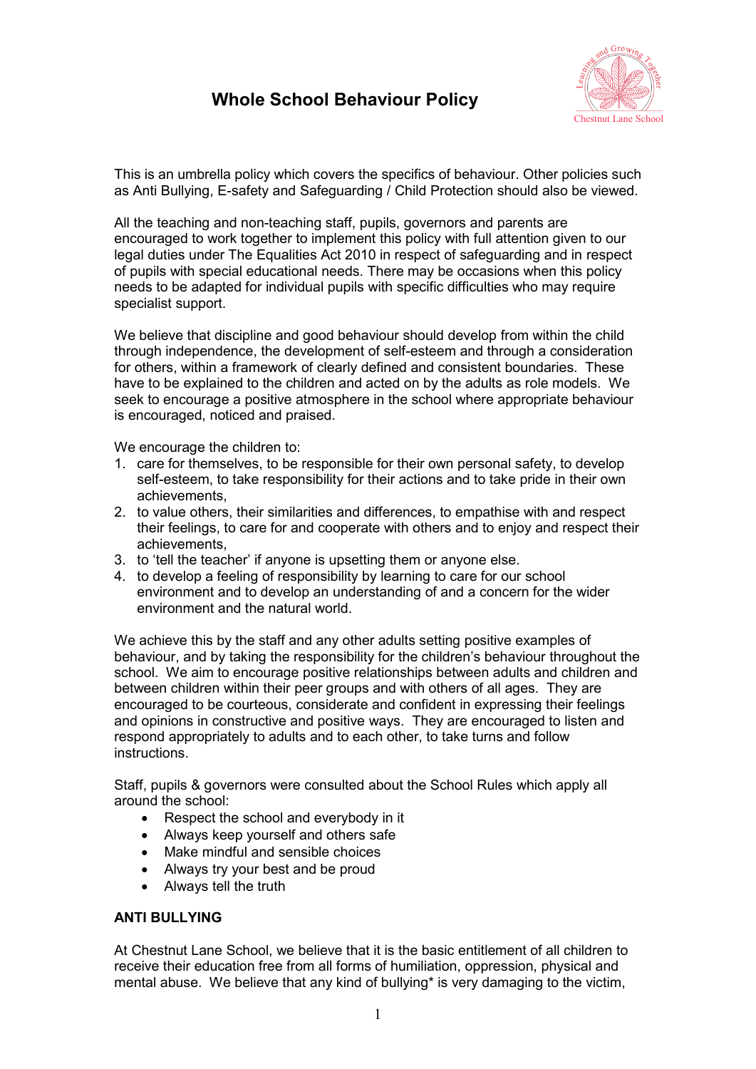# Whole School Behaviour Policy

This is an umbrella policy which covers the specifics of behaviour. Other policies such as Anti Bullying, E-safety and Safeguarding / Child Protection should also be viewed.

All the teaching and non-teaching staff, pupils, governors and parents are encouraged to work together to implement this policy with full attention given to our legal duties under The Equalities Act 2010 in respect of safeguarding and in respect of pupils with special educational needs. There may be occasions when this policy needs to be adapted for individual pupils with specific difficulties who may require specialist support.

We believe that discipline and good behaviour should develop from within the child through independence, the development of self-esteem and through a consideration for others, within a framework of clearly defined and consistent boundaries. These have to be explained to the children and acted on by the adults as role models. We seek to encourage a positive atmosphere in the school where appropriate behaviour is encouraged, noticed and praised.

We encourage the children to:

1. care for themselves, to be responsible for their own personal safety, to develop self-esteem, to take responsibility for their actions and to take pride in their own achievements,
2. to value others, their similarities and differences, to empathise with and respect their feelings, to care for and cooperate with others and to enjoy and respect their achievements,
3. to 'tell the teacher' if anyone is upsetting them or anyone else.
4. to develop a feeling of responsibility by learning to care for our school environment and to develop an understanding of and a concern for the wider environment and the natural world.

We achieve this by the staff and any other adults setting positive examples of behaviour, and by taking the responsibility for the children's behaviour throughout the school. We aim to encourage positive relationships between adults and children and between children within their peer groups and with others of all ages. They are encouraged to be courteous, considerate and confident in expressing their feelings and opinions in constructive and positive ways. They are encouraged to listen and respond appropriately to adults and to each other, to take turns and follow instructions.

Staff, pupils & governors were consulted about the School Rules which apply all around the school:

- Respect the school and everybody in it
- Always keep yourself and others safe
- Make mindful and sensible choices
- Always try your best and be proud
- Always tell the truth

**ANTI BULLYING**

At Chestnut Lane School, we believe that it is the basic entitlement of all children to receive their education free from all forms of humiliation, oppression, physical and mental abuse. We believe that any kind of bullying* is very damaging to the victim,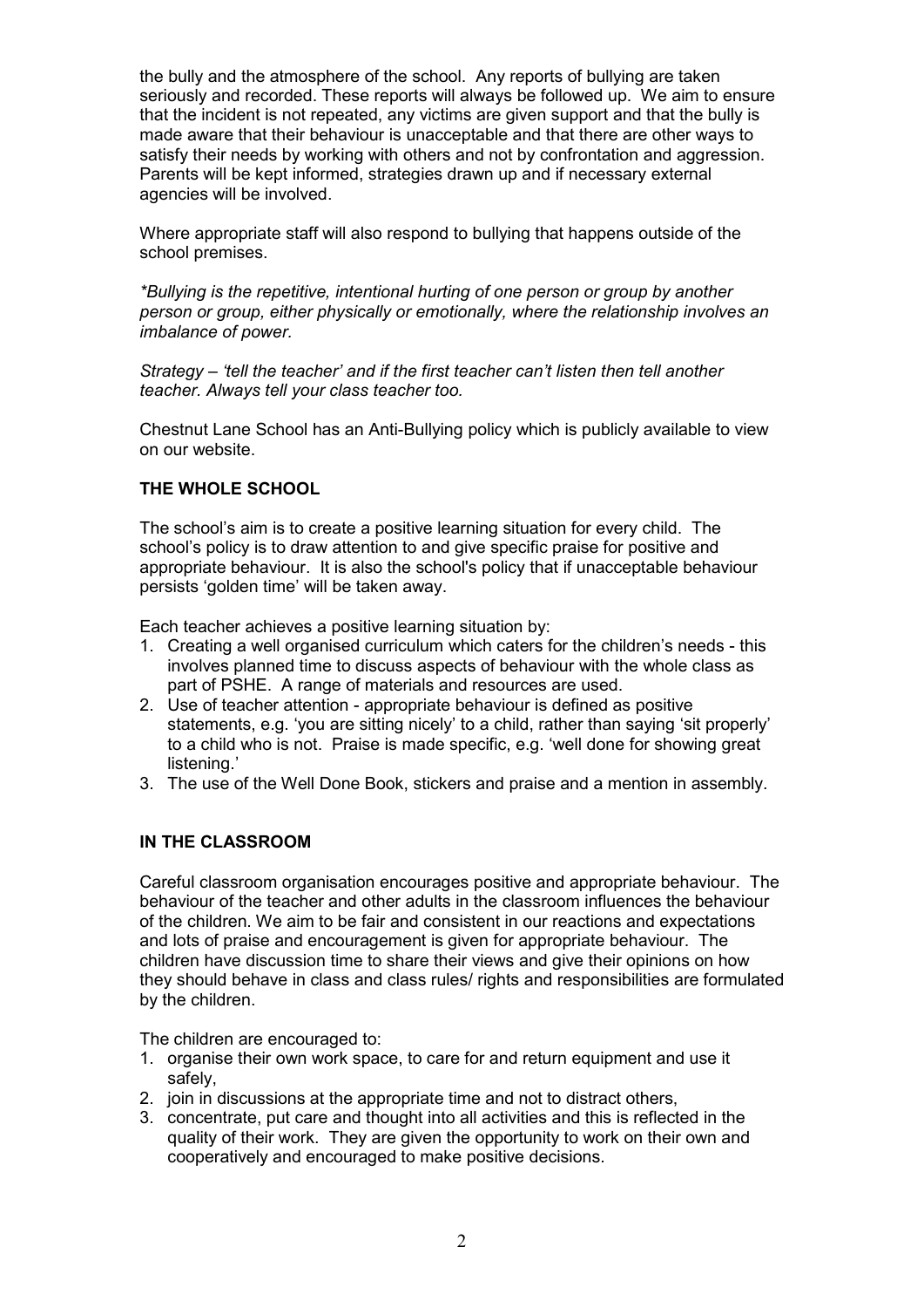the bully and the atmosphere of the school. Any reports of bullying are taken seriously and recorded. These reports will always be followed up. We aim to ensure that the incident is not repeated, any victims are given support and that the bully is made aware that their behaviour is unacceptable and that there are other ways to satisfy their needs by working with others and not by confrontation and aggression. Parents will be kept informed, strategies drawn up and if necessary external agencies will be involved.

Where appropriate staff will also respond to bullying that happens outside of the school premises.

*\*Bullying is the repetitive, intentional hurting of one person or group by another person or group, either physically or emotionally, where the relationship involves an imbalance of power.*

*Strategy – 'tell the teacher' and if the first teacher can't listen then tell another teacher. Always tell your class teacher too.*

Chestnut Lane School has an Anti-Bullying policy which is publicly available to view on our website.

## THE WHOLE SCHOOL

The school's aim is to create a positive learning situation for every child. The school's policy is to draw attention to and give specific praise for positive and appropriate behaviour. It is also the school's policy that if unacceptable behaviour persists 'golden time' will be taken away.

Each teacher achieves a positive learning situation by:

1. Creating a well organised curriculum which caters for the children's needs - this involves planned time to discuss aspects of behaviour with the whole class as part of PSHE. A range of materials and resources are used.
2. Use of teacher attention - appropriate behaviour is defined as positive statements, e.g. 'you are sitting nicely' to a child, rather than saying 'sit properly' to a child who is not. Praise is made specific, e.g. 'well done for showing great listening.'
3. The use of the Well Done Book, stickers and praise and a mention in assembly.

## IN THE CLASSROOM

Careful classroom organisation encourages positive and appropriate behaviour. The behaviour of the teacher and other adults in the classroom influences the behaviour of the children. We aim to be fair and consistent in our reactions and expectations and lots of praise and encouragement is given for appropriate behaviour. The children have discussion time to share their views and give their opinions on how they should behave in class and class rules/ rights and responsibilities are formulated by the children.

The children are encouraged to:

1. organise their own work space, to care for and return equipment and use it safely,
2. join in discussions at the appropriate time and not to distract others,
3. concentrate, put care and thought into all activities and this is reflected in the quality of their work. They are given the opportunity to work on their own and cooperatively and encouraged to make positive decisions.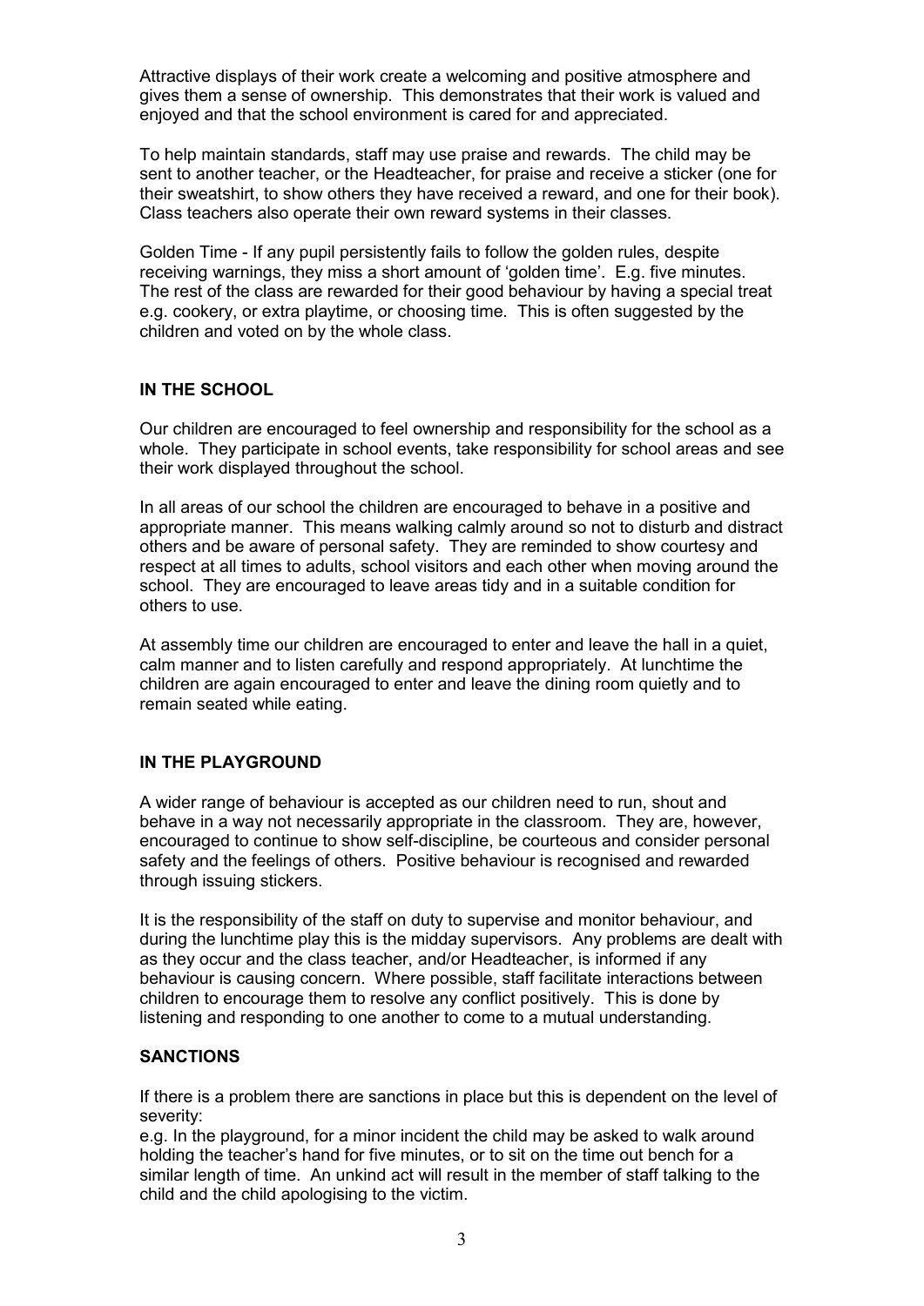Attractive displays of their work create a welcoming and positive atmosphere and gives them a sense of ownership. This demonstrates that their work is valued and enjoyed and that the school environment is cared for and appreciated.

To help maintain standards, staff may use praise and rewards. The child may be sent to another teacher, or the Headteacher, for praise and receive a sticker (one for their sweatshirt, to show others they have received a reward, and one for their book). Class teachers also operate their own reward systems in their classes.

Golden Time - If any pupil persistently fails to follow the golden rules, despite receiving warnings, they miss a short amount of 'golden time'. E.g. five minutes. The rest of the class are rewarded for their good behaviour by having a special treat e.g. cookery, or extra playtime, or choosing time. This is often suggested by the children and voted on by the whole class.

**IN THE SCHOOL**

Our children are encouraged to feel ownership and responsibility for the school as a whole. They participate in school events, take responsibility for school areas and see their work displayed throughout the school.

In all areas of our school the children are encouraged to behave in a positive and appropriate manner. This means walking calmly around so not to disturb and distract others and be aware of personal safety. They are reminded to show courtesy and respect at all times to adults, school visitors and each other when moving around the school. They are encouraged to leave areas tidy and in a suitable condition for others to use.

At assembly time our children are encouraged to enter and leave the hall in a quiet, calm manner and to listen carefully and respond appropriately. At lunchtime the children are again encouraged to enter and leave the dining room quietly and to remain seated while eating.

**IN THE PLAYGROUND**

A wider range of behaviour is accepted as our children need to run, shout and behave in a way not necessarily appropriate in the classroom. They are, however, encouraged to continue to show self-discipline, be courteous and consider personal safety and the feelings of others. Positive behaviour is recognised and rewarded through issuing stickers.

It is the responsibility of the staff on duty to supervise and monitor behaviour, and during the lunchtime play this is the midday supervisors. Any problems are dealt with as they occur and the class teacher, and/or Headteacher, is informed if any behaviour is causing concern. Where possible, staff facilitate interactions between children to encourage them to resolve any conflict positively. This is done by listening and responding to one another to come to a mutual understanding.

**SANCTIONS**

If there is a problem there are sanctions in place but this is dependent on the level of severity:
e.g. In the playground, for a minor incident the child may be asked to walk around holding the teacher's hand for five minutes, or to sit on the time out bench for a similar length of time. An unkind act will result in the member of staff talking to the child and the child apologising to the victim.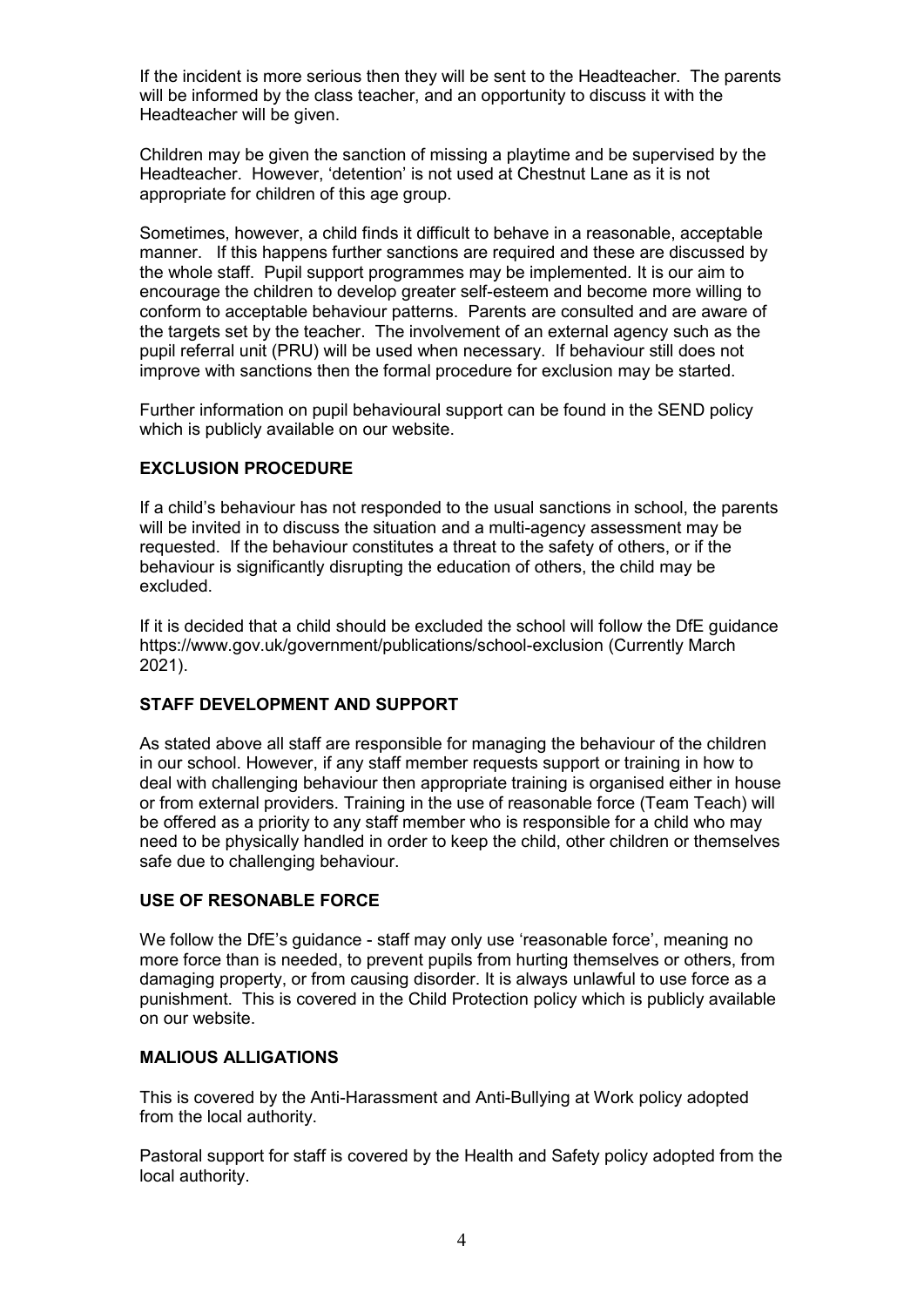If the incident is more serious then they will be sent to the Headteacher. The parents will be informed by the class teacher, and an opportunity to discuss it with the Headteacher will be given.

Children may be given the sanction of missing a playtime and be supervised by the Headteacher. However, 'detention' is not used at Chestnut Lane as it is not appropriate for children of this age group.

Sometimes, however, a child finds it difficult to behave in a reasonable, acceptable manner. If this happens further sanctions are required and these are discussed by the whole staff. Pupil support programmes may be implemented. It is our aim to encourage the children to develop greater self-esteem and become more willing to conform to acceptable behaviour patterns. Parents are consulted and are aware of the targets set by the teacher. The involvement of an external agency such as the pupil referral unit (PRU) will be used when necessary. If behaviour still does not improve with sanctions then the formal procedure for exclusion may be started.

Further information on pupil behavioural support can be found in the SEND policy which is publicly available on our website.

## EXCLUSION PROCEDURE

If a child's behaviour has not responded to the usual sanctions in school, the parents will be invited in to discuss the situation and a multi-agency assessment may be requested. If the behaviour constitutes a threat to the safety of others, or if the behaviour is significantly disrupting the education of others, the child may be excluded.

If it is decided that a child should be excluded the school will follow the DfE guidance https://www.gov.uk/government/publications/school-exclusion (Currently March 2021).

## STAFF DEVELOPMENT AND SUPPORT

As stated above all staff are responsible for managing the behaviour of the children in our school. However, if any staff member requests support or training in how to deal with challenging behaviour then appropriate training is organised either in house or from external providers. Training in the use of reasonable force (Team Teach) will be offered as a priority to any staff member who is responsible for a child who may need to be physically handled in order to keep the child, other children or themselves safe due to challenging behaviour.

## USE OF RESONABLE FORCE

We follow the DfE's guidance - staff may only use 'reasonable force', meaning no more force than is needed, to prevent pupils from hurting themselves or others, from damaging property, or from causing disorder. It is always unlawful to use force as a punishment. This is covered in the Child Protection policy which is publicly available on our website.

## MALIOUS ALLIGATIONS

This is covered by the Anti-Harassment and Anti-Bullying at Work policy adopted from the local authority.

Pastoral support for staff is covered by the Health and Safety policy adopted from the local authority.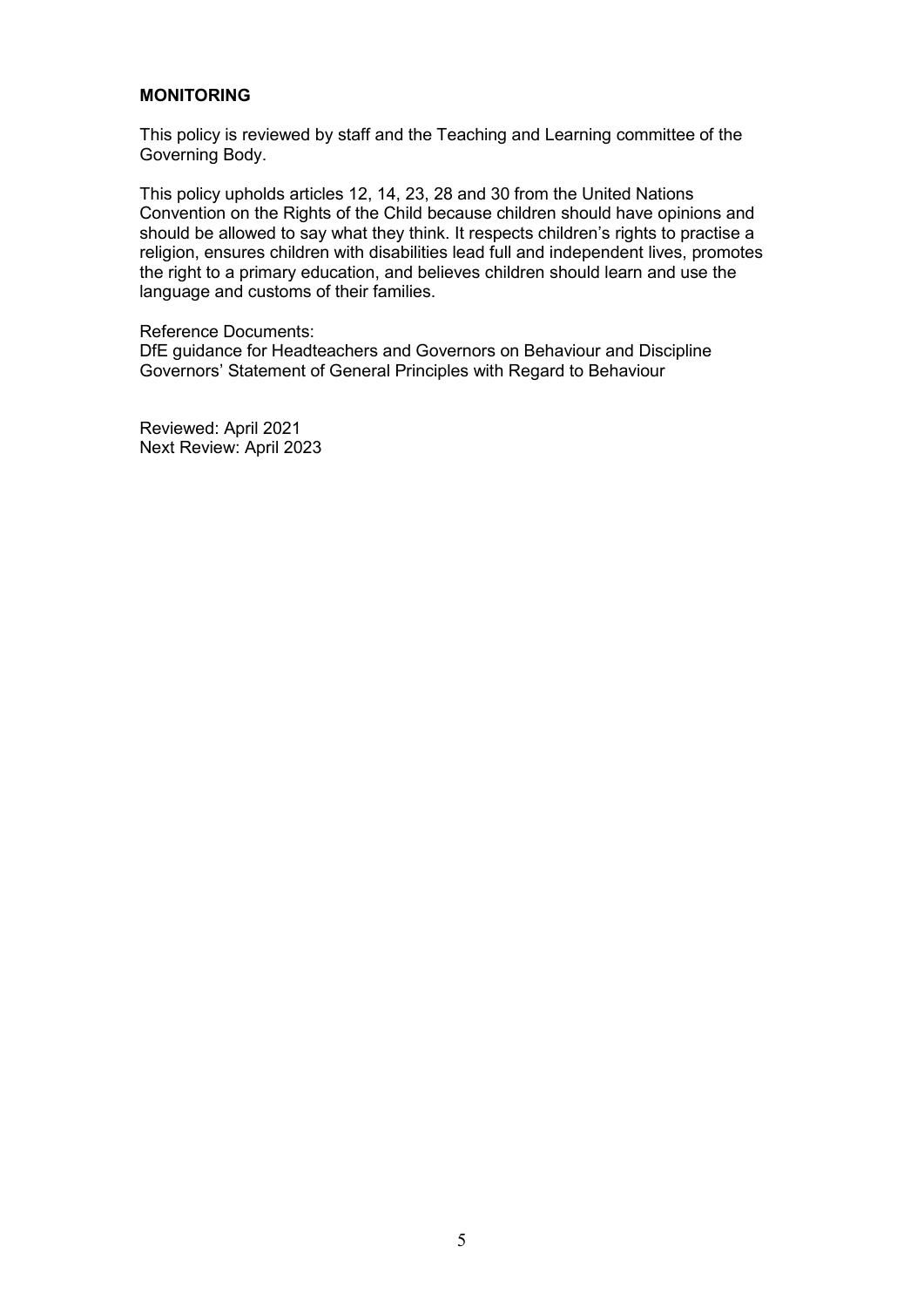**MONITORING**

This policy is reviewed by staff and the Teaching and Learning committee of the Governing Body.

This policy upholds articles 12, 14, 23, 28 and 30 from the United Nations Convention on the Rights of the Child because children should have opinions and should be allowed to say what they think. It respects children's rights to practise a religion, ensures children with disabilities lead full and independent lives, promotes the right to a primary education, and believes children should learn and use the language and customs of their families.

Reference Documents:
DfE guidance for Headteachers and Governors on Behaviour and Discipline
Governors' Statement of General Principles with Regard to Behaviour

Reviewed: April 2021
Next Review: April 2023